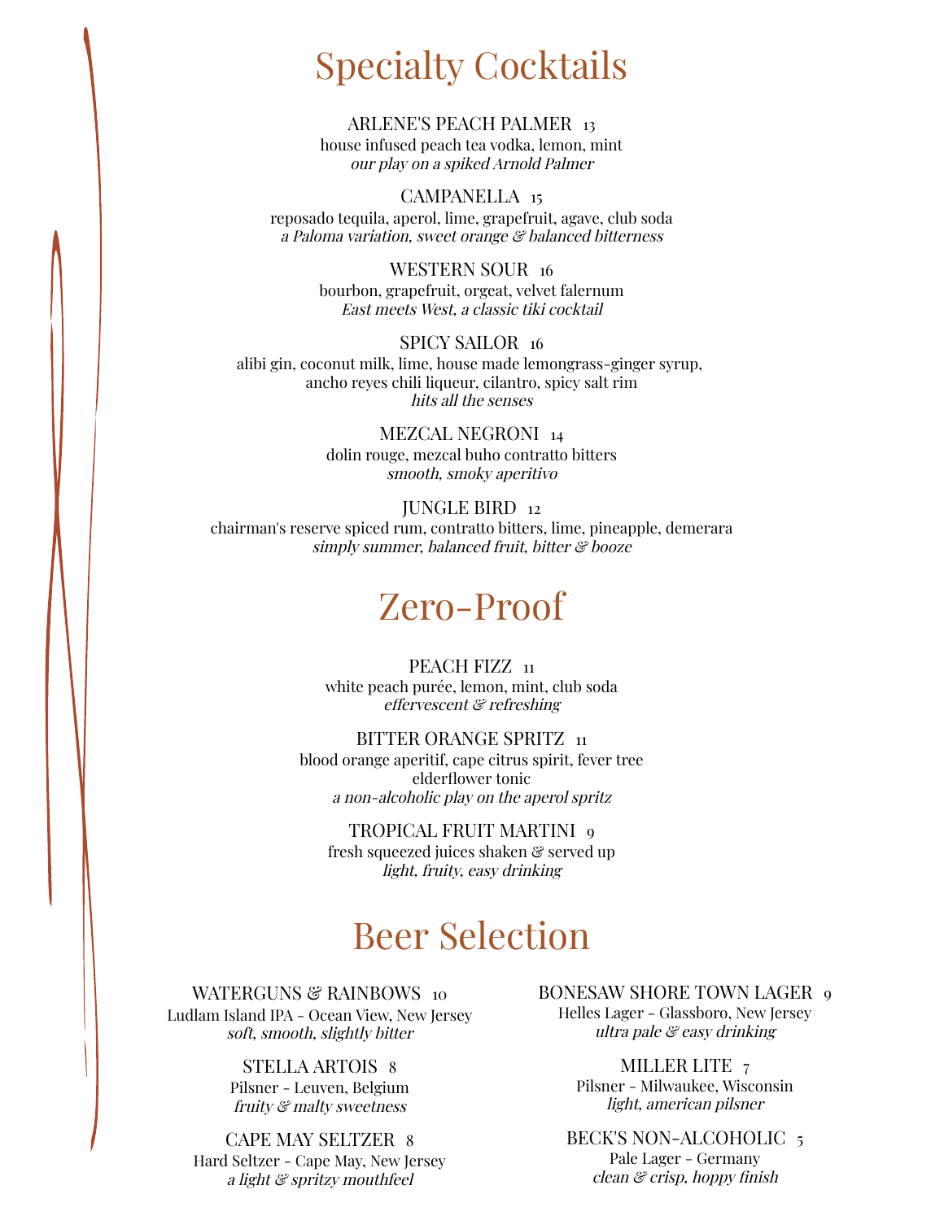# Specialty Cocktails

ARLENE'S PEACH PALMER 13
house infused peach tea vodka, lemon, mint
*our play on a spiked Arnold Palmer*

CAMPANELLA 15
reposado tequila, aperol, lime, grapefruit, agave, club soda
*a Paloma variation, sweet orange & balanced bitterness*

WESTERN SOUR 16
bourbon, grapefruit, orgeat, velvet falernum
*East meets West, a classic tiki cocktail*

SPICY SAILOR 16
alibi gin, coconut milk, lime, house made lemongrass-ginger syrup,
ancho reyes chili liqueur, cilantro, spicy salt rim
*hits all the senses*

MEZCAL NEGRONI 14
dolin rouge, mezcal buho contratto bitters
*smooth, smoky aperitivo*

JUNGLE BIRD 12
chairman's reserve spiced rum, contratto bitters, lime, pineapple, demerara
*simply summer, balanced fruit, bitter & booze*

# Zero-Proof

PEACH FIZZ 11
white peach purée, lemon, mint, club soda
*effervescent & refreshing*

BITTER ORANGE SPRITZ 11
blood orange aperitif, cape citrus spirit, fever tree elderflower tonic
*a non-alcoholic play on the aperol spritz*

TROPICAL FRUIT MARTINI 9
fresh squeezed juices shaken & served up
*light, fruity, easy drinking*

# Beer Selection

WATERGUNS & RAINBOWS 10
Ludlam Island IPA - Ocean View, New Jersey
*soft, smooth, slightly bitter*

STELLA ARTOIS 8
Pilsner - Leuven, Belgium
*fruity & malty sweetness*

CAPE MAY SELTZER 8
Hard Seltzer - Cape May, New Jersey
*a light & spritzy mouthfeel*

BONESAW SHORE TOWN LAGER 9
Helles Lager - Glassboro, New Jersey
*ultra pale & easy drinking*

MILLER LITE 7
Pilsner - Milwaukee, Wisconsin
*light, american pilsner*

BECK'S NON-ALCOHOLIC 5
Pale Lager - Germany
*clean & crisp, hoppy finish*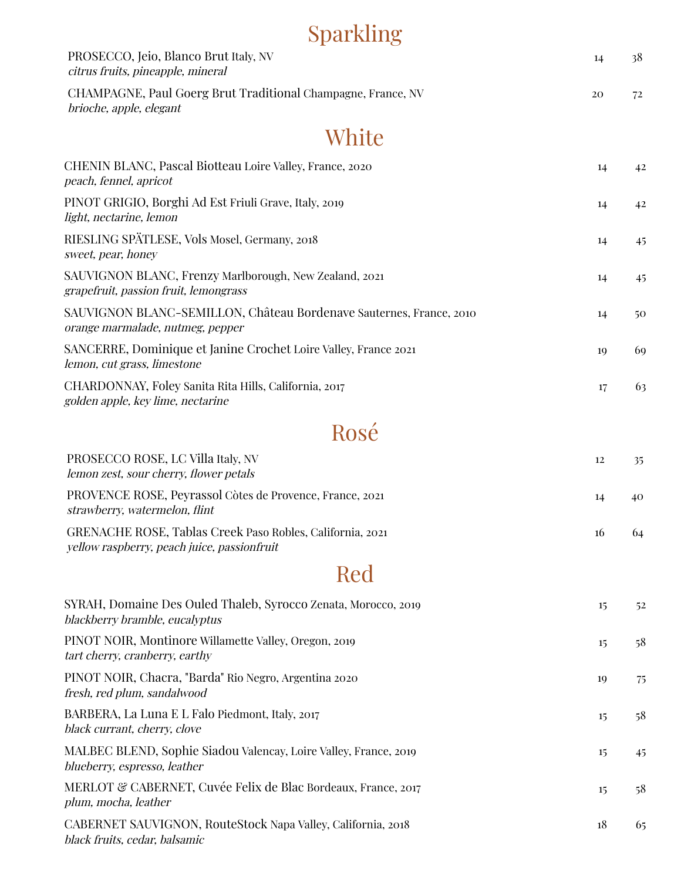# Sparkling

| | | |
|---|---|---|
| PROSECCO, Jeio, Blanco Brut Italy, NV<br>*citrus fruits, pineapple, mineral* | 14 | 38 |
| CHAMPAGNE, Paul Goerg Brut Traditional Champagne, France, NV<br>*brioche, apple, elegant* | 20 | 72 |

# White

| | | |
|---|---|---|
| CHENIN BLANC, Pascal Biotteau Loire Valley, France, 2020<br>*peach, fennel, apricot* | 14 | 42 |
| PINOT GRIGIO, Borghi Ad Est Friuli Grave, Italy, 2019<br>*light, nectarine, lemon* | 14 | 42 |
| RIESLING SPÄTLESE, Vols Mosel, Germany, 2018<br>*sweet, pear, honey* | 14 | 45 |
| SAUVIGNON BLANC, Frenzy Marlborough, New Zealand, 2021<br>*grapefruit, passion fruit, lemongrass* | 14 | 45 |
| SAUVIGNON BLANC-SEMILLON, Château Bordenave Sauternes, France, 2010<br>*orange marmalade, nutmeg, pepper* | 14 | 50 |
| SANCERRE, Dominique et Janine Crochet Loire Valley, France 2021<br>*lemon, cut grass, limestone* | 19 | 69 |
| CHARDONNAY, Foley Sanita Rita Hills, California, 2017<br>*golden apple, key lime, nectarine* | 17 | 63 |

# Rosé

| | | |
|---|---|---|
| PROSECCO ROSE, LC Villa Italy, NV<br>*lemon zest, sour cherry, flower petals* | 12 | 35 |
| PROVENCE ROSE, Peyrassol Còtes de Provence, France, 2021<br>*strawberry, watermelon, flint* | 14 | 40 |
| GRENACHE ROSE, Tablas Creek Paso Robles, California, 2021<br>*yellow raspberry, peach juice, passionfruit* | 16 | 64 |

# Red

| | | |
|---|---|---|
| SYRAH, Domaine Des Ouled Thaleb, Syrocco Zenata, Morocco, 2019<br>*blackberry bramble, eucalyptus* | 15 | 52 |
| PINOT NOIR, Montinore Willamette Valley, Oregon, 2019<br>*tart cherry, cranberry, earthy* | 15 | 58 |
| PINOT NOIR, Chacra, "Barda" Rio Negro, Argentina 2020<br>*fresh, red plum, sandalwood* | 19 | 75 |
| BARBERA, La Luna E L Falo Piedmont, Italy, 2017<br>*black currant, cherry, clove* | 15 | 58 |
| MALBEC BLEND, Sophie Siadou Valencay, Loire Valley, France, 2019<br>*blueberry, espresso, leather* | 15 | 45 |
| MERLOT & CABERNET, Cuvée Felix de Blac Bordeaux, France, 2017<br>*plum, mocha, leather* | 15 | 58 |
| CABERNET SAUVIGNON, RouteStock Napa Valley, California, 2018<br>*black fruits, cedar, balsamic* | 18 | 65 |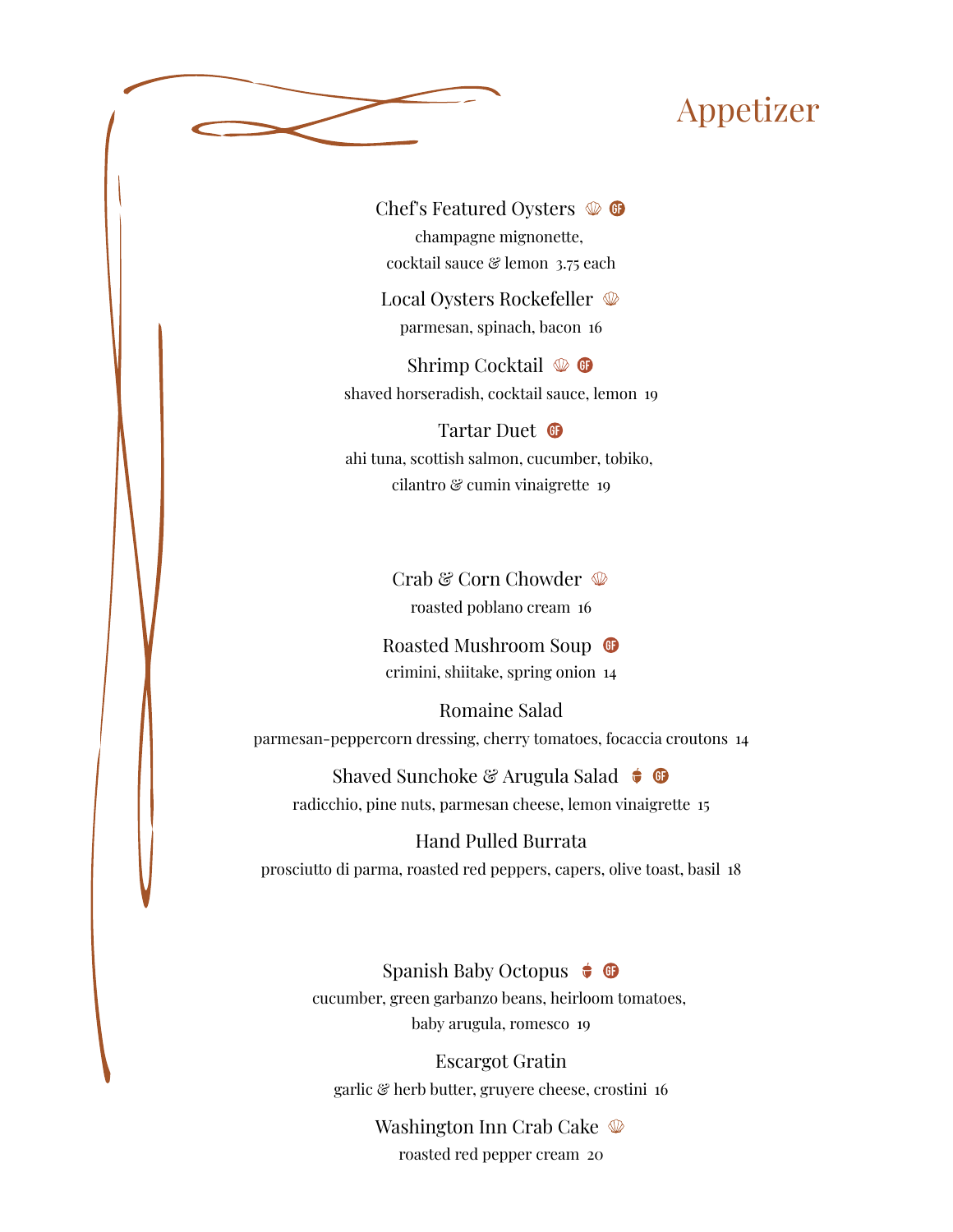# Appetizer

**Chef's Featured Oysters** (GF)
champagne mignonette,
cocktail sauce & lemon 3.75 each

**Local Oysters Rockefeller**
parmesan, spinach, bacon 16

**Shrimp Cocktail** (GF)
shaved horseradish, cocktail sauce, lemon 19

**Tartar Duet** (GF)
ahi tuna, scottish salmon, cucumber, tobiko,
cilantro & cumin vinaigrette 19

**Crab & Corn Chowder**
roasted poblano cream 16

**Roasted Mushroom Soup** (GF)
crimini, shiitake, spring onion 14

**Romaine Salad**
parmesan-peppercorn dressing, cherry tomatoes, focaccia croutons 14

**Shaved Sunchoke & Arugula Salad** (GF)
radicchio, pine nuts, parmesan cheese, lemon vinaigrette 15

**Hand Pulled Burrata**
prosciutto di parma, roasted red peppers, capers, olive toast, basil 18

**Spanish Baby Octopus** (GF)
cucumber, green garbanzo beans, heirloom tomatoes,
baby arugula, romesco 19

**Escargot Gratin**
garlic & herb butter, gruyere cheese, crostini 16

**Washington Inn Crab Cake**
roasted red pepper cream 20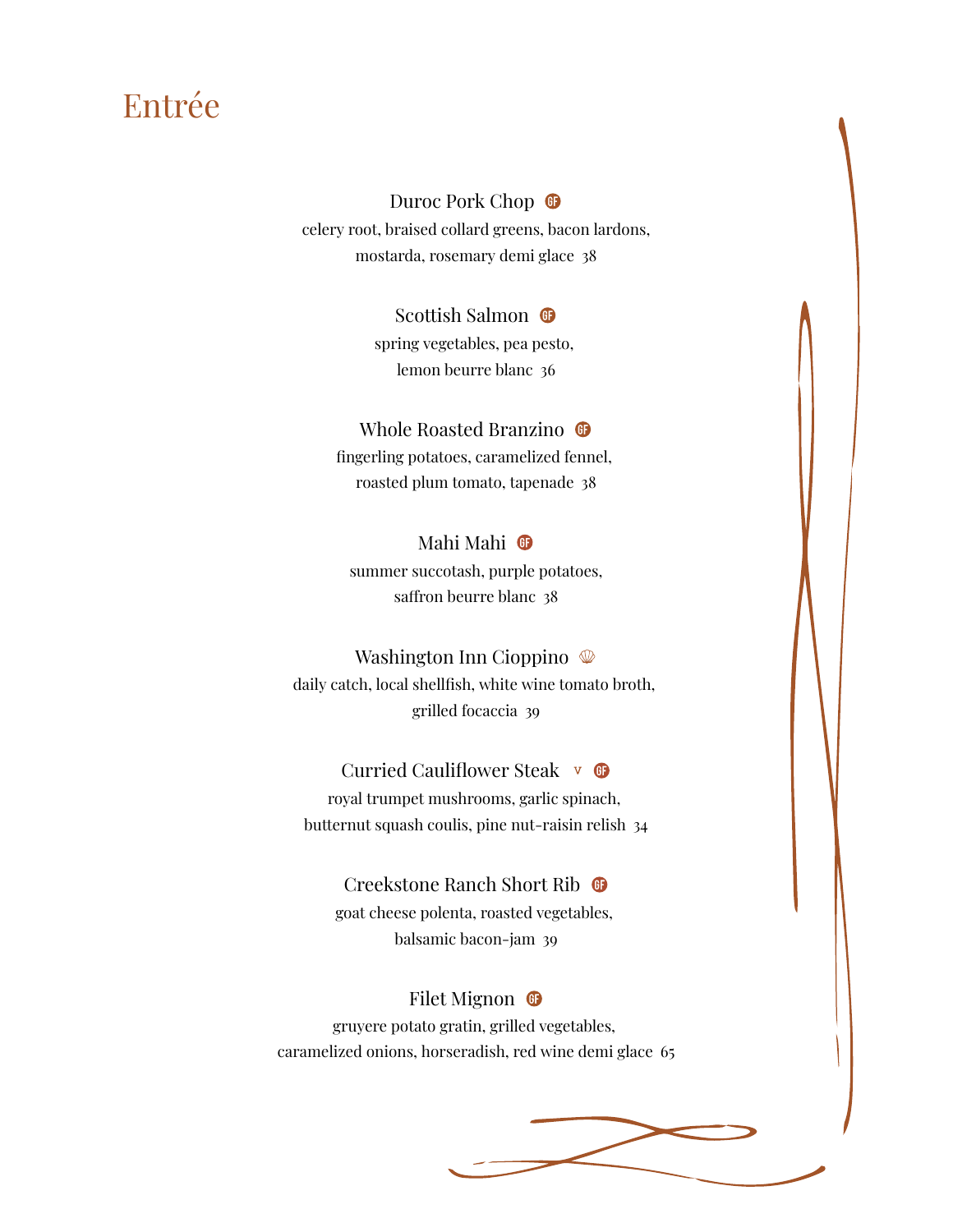# Entrée

**Duroc Pork Chop** GF
celery root, braised collard greens, bacon lardons,
mostarda, rosemary demi glace 38

**Scottish Salmon** GF
spring vegetables, pea pesto,
lemon beurre blanc 36

**Whole Roasted Branzino** GF
fingerling potatoes, caramelized fennel,
roasted plum tomato, tapenade 38

**Mahi Mahi** GF
summer succotash, purple potatoes,
saffron beurre blanc 38

**Washington Inn Cioppino**
daily catch, local shellfish, white wine tomato broth,
grilled focaccia 39

**Curried Cauliflower Steak** V GF
royal trumpet mushrooms, garlic spinach,
butternut squash coulis, pine nut-raisin relish 34

**Creekstone Ranch Short Rib** GF
goat cheese polenta, roasted vegetables,
balsamic bacon-jam 39

**Filet Mignon** GF
gruyere potato gratin, grilled vegetables,
caramelized onions, horseradish, red wine demi glace 65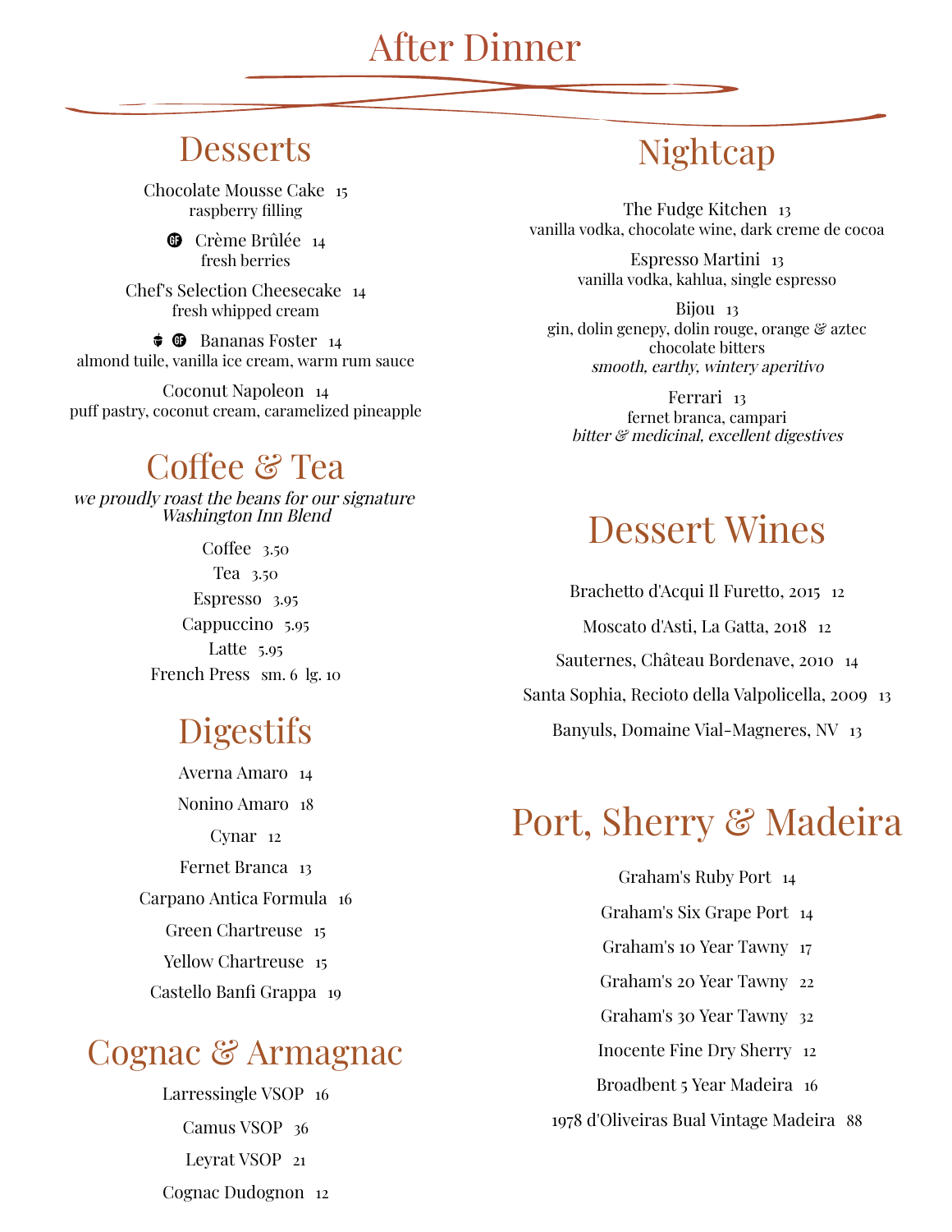# After Dinner

## Desserts

Chocolate Mousse Cake 15
raspberry filling

GF Crème Brûlée 14
fresh berries

Chef's Selection Cheesecake 14
fresh whipped cream

GF Bananas Foster 14
almond tuile, vanilla ice cream, warm rum sauce

Coconut Napoleon 14
puff pastry, coconut cream, caramelized pineapple

## Coffee & Tea

*we proudly roast the beans for our signature Washington Inn Blend*

Coffee 3.50

Tea 3.50

Espresso 3.95

Cappuccino 5.95

Latte 5.95

French Press sm. 6 lg. 10

## Digestifs

Averna Amaro 14

Nonino Amaro 18

Cynar 12

Fernet Branca 13

Carpano Antica Formula 16

Green Chartreuse 15

Yellow Chartreuse 15

Castello Banfi Grappa 19

## Cognac & Armagnac

Larressingle VSOP 16

Camus VSOP 36

Leyrat VSOP 21

Cognac Dudognon 12

## Nightcap

The Fudge Kitchen 13
vanilla vodka, chocolate wine, dark creme de cocoa

Espresso Martini 13
vanilla vodka, kahlua, single espresso

Bijou 13
gin, dolin genepy, dolin rouge, orange & aztec chocolate bitters
*smooth, earthy, wintery aperitivo*

Ferrari 13
fernet branca, campari
*bitter & medicinal, excellent digestives*

## Dessert Wines

Brachetto d'Acqui Il Furetto, 2015 12

Moscato d'Asti, La Gatta, 2018 12

Sauternes, Château Bordenave, 2010 14

Santa Sophia, Recioto della Valpolicella, 2009 13

Banyuls, Domaine Vial-Magneres, NV 13

## Port, Sherry & Madeira

Graham's Ruby Port 14

Graham's Six Grape Port 14

Graham's 10 Year Tawny 17

Graham's 20 Year Tawny 22

Graham's 30 Year Tawny 32

Inocente Fine Dry Sherry 12

Broadbent 5 Year Madeira 16

1978 d'Oliveiras Bual Vintage Madeira 88